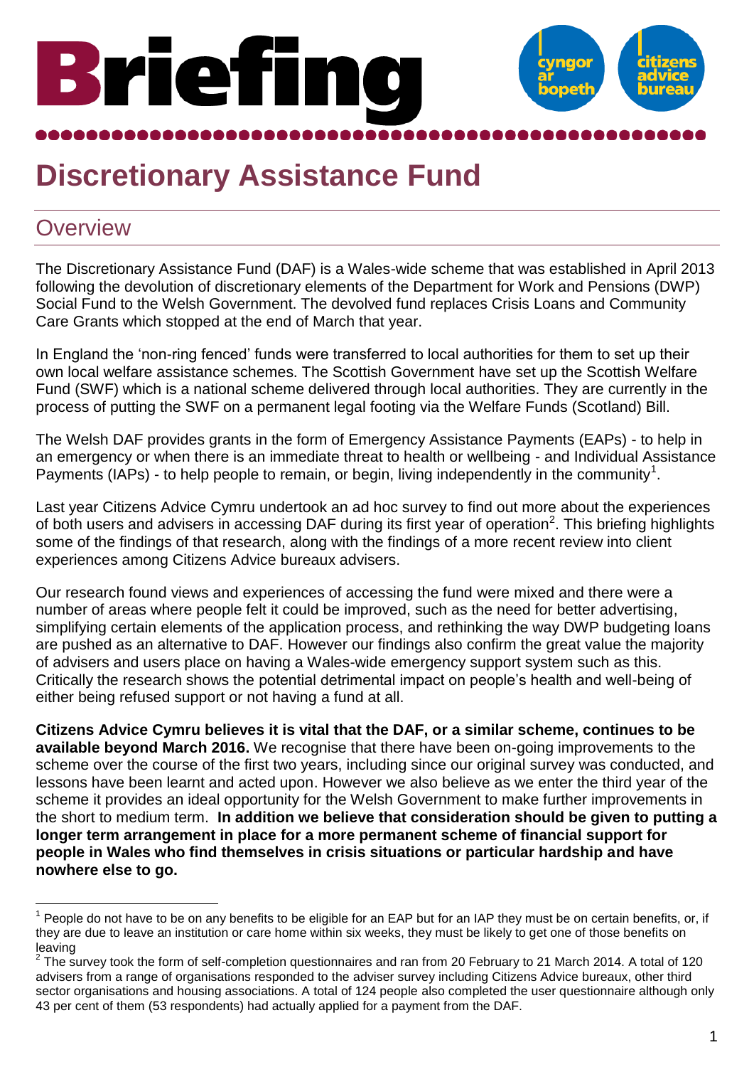# Briefing

# Discretionary Assistance Fund

## Overview

The Discretionary Assistance Fund (DAF) is a Wales-wide scheme that was established in April 2013 following the devolution of discretionary elements of the Department for Work and Pensions (DWP) Social Fund to the Welsh Government. The devolved fund replaces Crisis Loans and Community Care Grants which stopped at the end of March that year.

In England the 'non-ring fenced' funds were transferred to local authorities for them to set up their own local welfare assistance schemes. The Scottish Government have set up the Scottish Welfare Fund (SWF) which is a national scheme delivered through local authorities. They are currently in the process of putting the SWF on a permanent legal footing via the Welfare Funds (Scotland) Bill.

The Welsh DAF provides grants in the form of Emergency Assistance Payments (EAPs) - to help in an emergency or when there is an immediate threat to health or wellbeing - and Individual Assistance Payments (IAPs) - to help people to remain, or begin, living independently in the community[1].

Last year Citizens Advice Cymru undertook an ad hoc survey to find out more about the experiences of both users and advisers in accessing DAF during its first year of operation[2]. This briefing highlights some of the findings of that research, along with the findings of a more recent review into client experiences among Citizens Advice bureaux advisers.

Our research found views and experiences of accessing the fund were mixed and there were a number of areas where people felt it could be improved, such as the need for better advertising, simplifying certain elements of the application process, and rethinking the way DWP budgeting loans are pushed as an alternative to DAF. However our findings also confirm the great value the majority of advisers and users place on having a Wales-wide emergency support system such as this. Critically the research shows the potential detrimental impact on people's health and well-being of either being refused support or not having a fund at all.

**Citizens Advice Cymru believes it is vital that the DAF, or a similar scheme, continues to be available beyond March 2016.** We recognise that there have been on-going improvements to the scheme over the course of the first two years, including since our original survey was conducted, and lessons have been learnt and acted upon. However we also believe as we enter the third year of the scheme it provides an ideal opportunity for the Welsh Government to make further improvements in the short to medium term. **In addition we believe that consideration should be given to putting a longer term arrangement in place for a more permanent scheme of financial support for people in Wales who find themselves in crisis situations or particular hardship and have nowhere else to go.**

---

[1] People do not have to be on any benefits to be eligible for an EAP but for an IAP they must be on certain benefits, or, if they are due to leave an institution or care home within six weeks, they must be likely to get one of those benefits on leaving

[2] The survey took the form of self-completion questionnaires and ran from 20 February to 21 March 2014. A total of 120 advisers from a range of organisations responded to the adviser survey including Citizens Advice bureaux, other third sector organisations and housing associations. A total of 124 people also completed the user questionnaire although only 43 per cent of them (53 respondents) had actually applied for a payment from the DAF.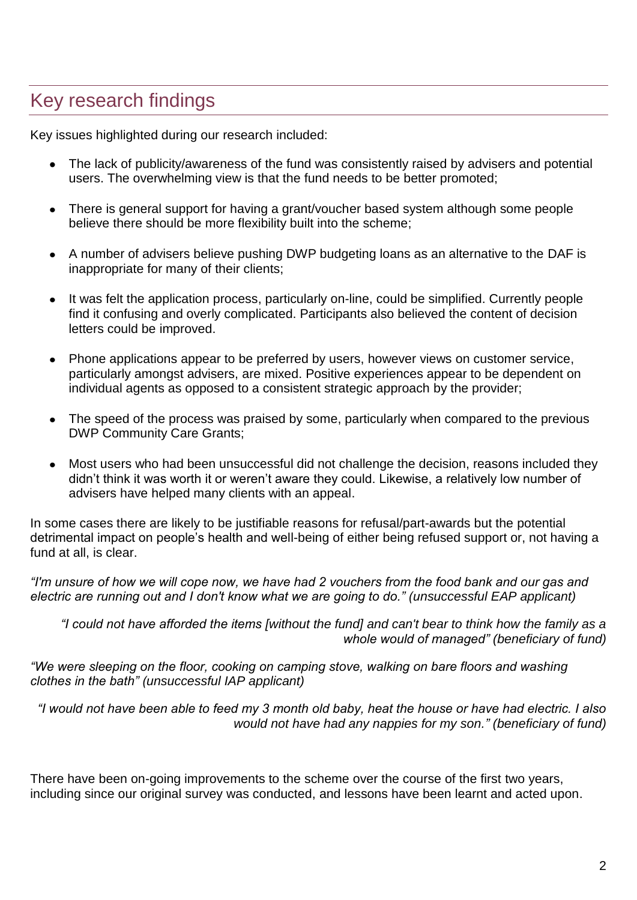## Key research findings

Key issues highlighted during our research included:

- The lack of publicity/awareness of the fund was consistently raised by advisers and potential users. The overwhelming view is that the fund needs to be better promoted;
- There is general support for having a grant/voucher based system although some people believe there should be more flexibility built into the scheme;
- A number of advisers believe pushing DWP budgeting loans as an alternative to the DAF is inappropriate for many of their clients;
- It was felt the application process, particularly on-line, could be simplified. Currently people find it confusing and overly complicated. Participants also believed the content of decision letters could be improved.
- Phone applications appear to be preferred by users, however views on customer service, particularly amongst advisers, are mixed. Positive experiences appear to be dependent on individual agents as opposed to a consistent strategic approach by the provider;
- The speed of the process was praised by some, particularly when compared to the previous DWP Community Care Grants;
- Most users who had been unsuccessful did not challenge the decision, reasons included they didn't think it was worth it or weren't aware they could. Likewise, a relatively low number of advisers have helped many clients with an appeal.

In some cases there are likely to be justifiable reasons for refusal/part-awards but the potential detrimental impact on people's health and well-being of either being refused support or, not having a fund at all, is clear.

*"I'm unsure of how we will cope now, we have had 2 vouchers from the food bank and our gas and electric are running out and I don't know what we are going to do." (unsuccessful EAP applicant)*

*"I could not have afforded the items [without the fund] and can't bear to think how the family as a whole would of managed" (beneficiary of fund)*

*"We were sleeping on the floor, cooking on camping stove, walking on bare floors and washing clothes in the bath" (unsuccessful IAP applicant)*

*"I would not have been able to feed my 3 month old baby, heat the house or have had electric. I also would not have had any nappies for my son." (beneficiary of fund)*

There have been on-going improvements to the scheme over the course of the first two years, including since our original survey was conducted, and lessons have been learnt and acted upon.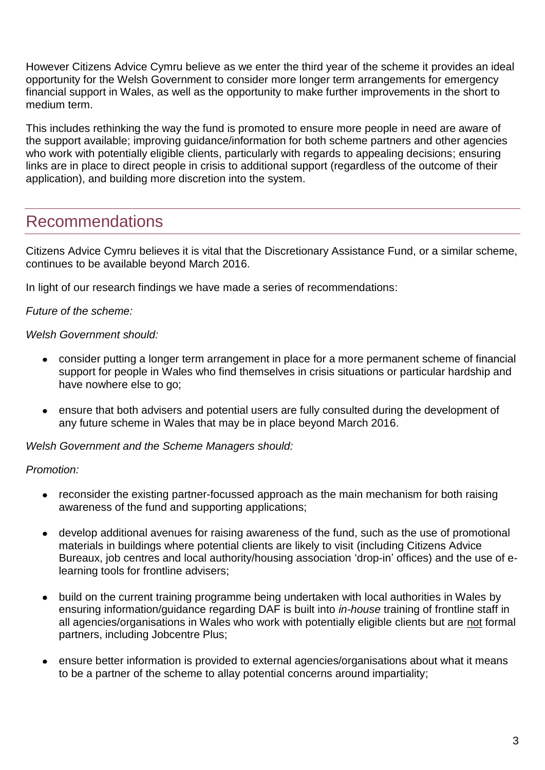However Citizens Advice Cymru believe as we enter the third year of the scheme it provides an ideal opportunity for the Welsh Government to consider more longer term arrangements for emergency financial support in Wales, as well as the opportunity to make further improvements in the short to medium term.

This includes rethinking the way the fund is promoted to ensure more people in need are aware of the support available; improving guidance/information for both scheme partners and other agencies who work with potentially eligible clients, particularly with regards to appealing decisions; ensuring links are in place to direct people in crisis to additional support (regardless of the outcome of their application), and building more discretion into the system.

## Recommendations

Citizens Advice Cymru believes it is vital that the Discretionary Assistance Fund, or a similar scheme, continues to be available beyond March 2016.

In light of our research findings we have made a series of recommendations:

*Future of the scheme:*

*Welsh Government should:*

- consider putting a longer term arrangement in place for a more permanent scheme of financial support for people in Wales who find themselves in crisis situations or particular hardship and have nowhere else to go;
- ensure that both advisers and potential users are fully consulted during the development of any future scheme in Wales that may be in place beyond March 2016.

*Welsh Government and the Scheme Managers should:*

*Promotion:*

- reconsider the existing partner-focussed approach as the main mechanism for both raising awareness of the fund and supporting applications;
- develop additional avenues for raising awareness of the fund, such as the use of promotional materials in buildings where potential clients are likely to visit (including Citizens Advice Bureaux, job centres and local authority/housing association 'drop-in' offices) and the use of e-learning tools for frontline advisers;
- build on the current training programme being undertaken with local authorities in Wales by ensuring information/guidance regarding DAF is built into *in-house* training of frontline staff in all agencies/organisations in Wales who work with potentially eligible clients but are <u>not</u> formal partners, including Jobcentre Plus;
- ensure better information is provided to external agencies/organisations about what it means to be a partner of the scheme to allay potential concerns around impartiality;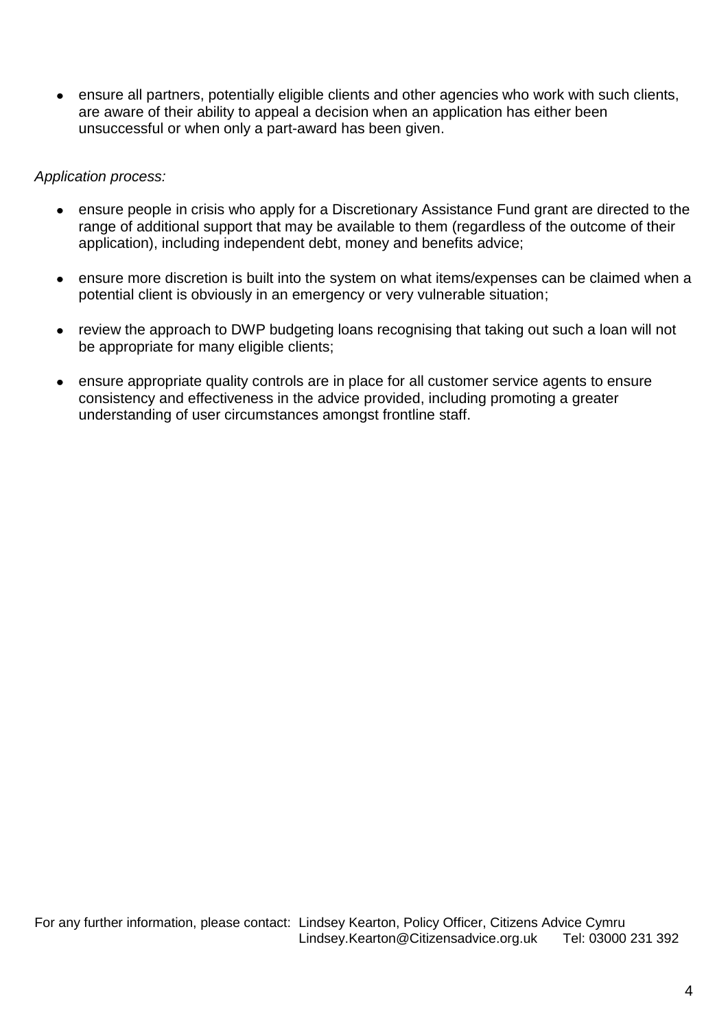- ensure all partners, potentially eligible clients and other agencies who work with such clients, are aware of their ability to appeal a decision when an application has either been unsuccessful or when only a part-award has been given.

*Application process:*

- ensure people in crisis who apply for a Discretionary Assistance Fund grant are directed to the range of additional support that may be available to them (regardless of the outcome of their application), including independent debt, money and benefits advice;

- ensure more discretion is built into the system on what items/expenses can be claimed when a potential client is obviously in an emergency or very vulnerable situation;

- review the approach to DWP budgeting loans recognising that taking out such a loan will not be appropriate for many eligible clients;

- ensure appropriate quality controls are in place for all customer service agents to ensure consistency and effectiveness in the advice provided, including promoting a greater understanding of user circumstances amongst frontline staff.

For any further information, please contact: Lindsey Kearton, Policy Officer, Citizens Advice Cymru
Lindsey.Kearton@Citizensadvice.org.uk Tel: 03000 231 392